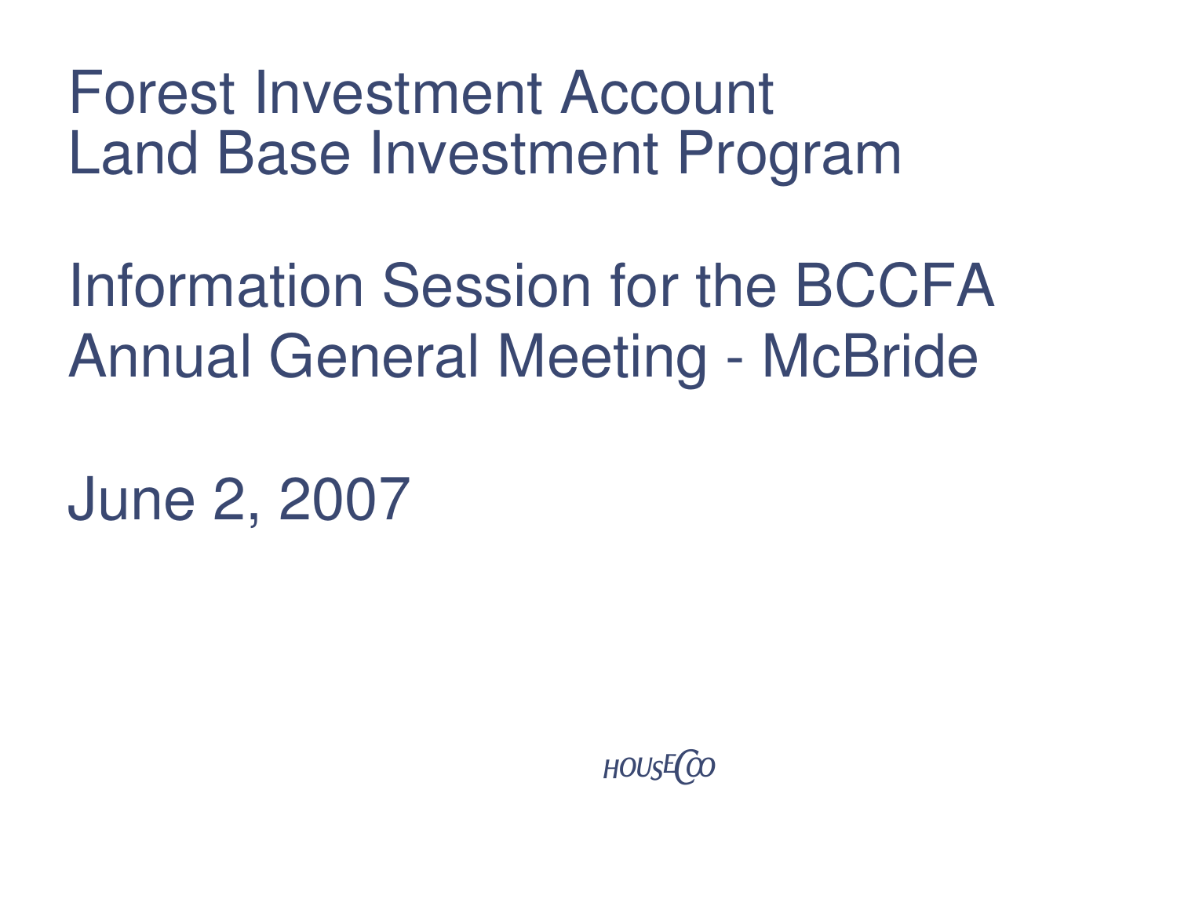# Forest Investment Account Land Base Investment Program

## Information Session for the BCCFA Annual General Meeting - McBride

June 2, 2007

HOUSECOO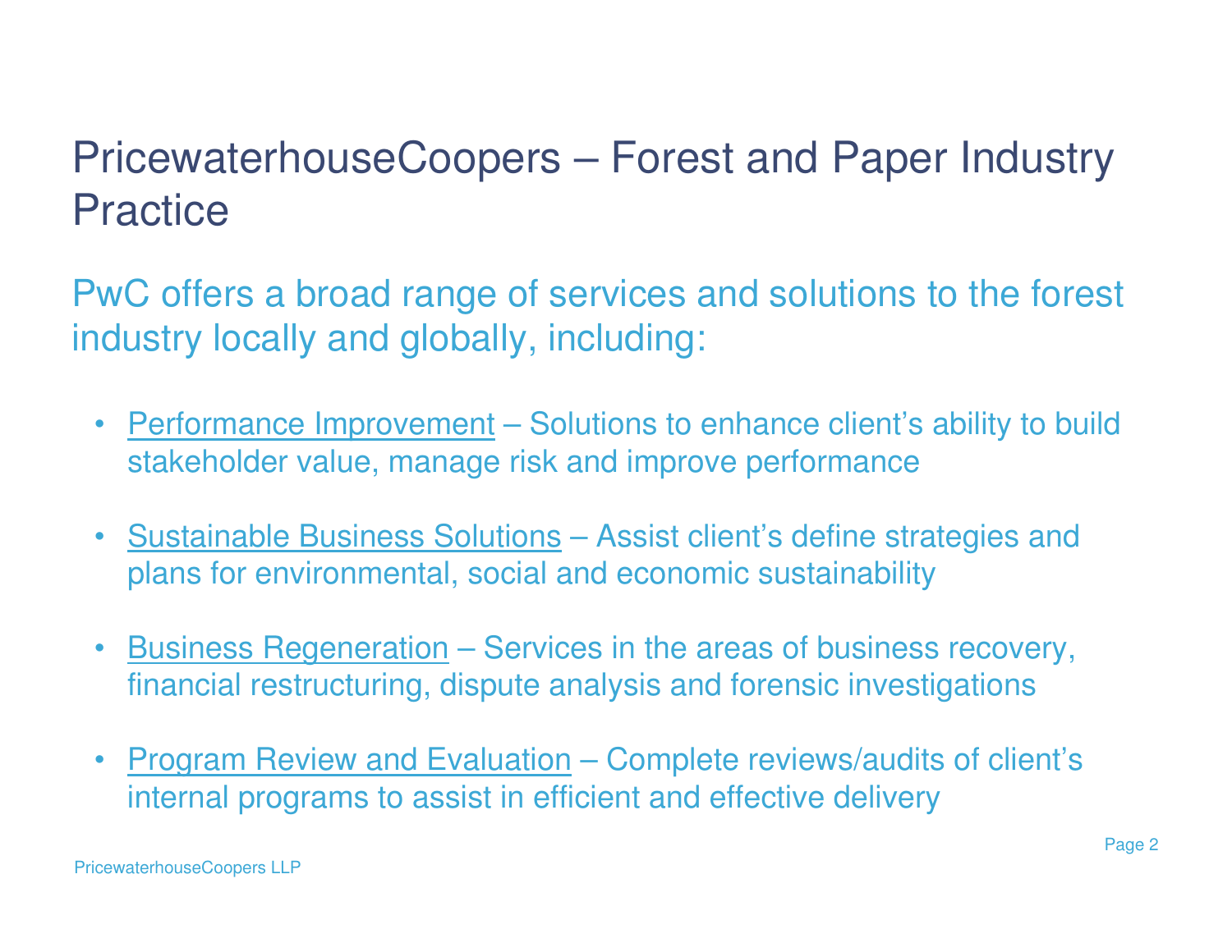# PricewaterhouseCoopers – Forest and Paper Industry Practice

PwC offers a broad range of services and solutions to the forest industry locally and globally, including:

- Performance Improvement – Solutions to enhance client's ability to build stakeholder value, manage risk and improve performance
- Sustainable Business Solutions – Assist client's define strategies and plans for environmental, social and economic sustainability
- Business Regeneration – Services in the areas of business recovery, financial restructuring, dispute analysis and forensic investigations
- Program Review and Evaluation – Complete reviews/audits of client's internal programs to assist in efficient and effective delivery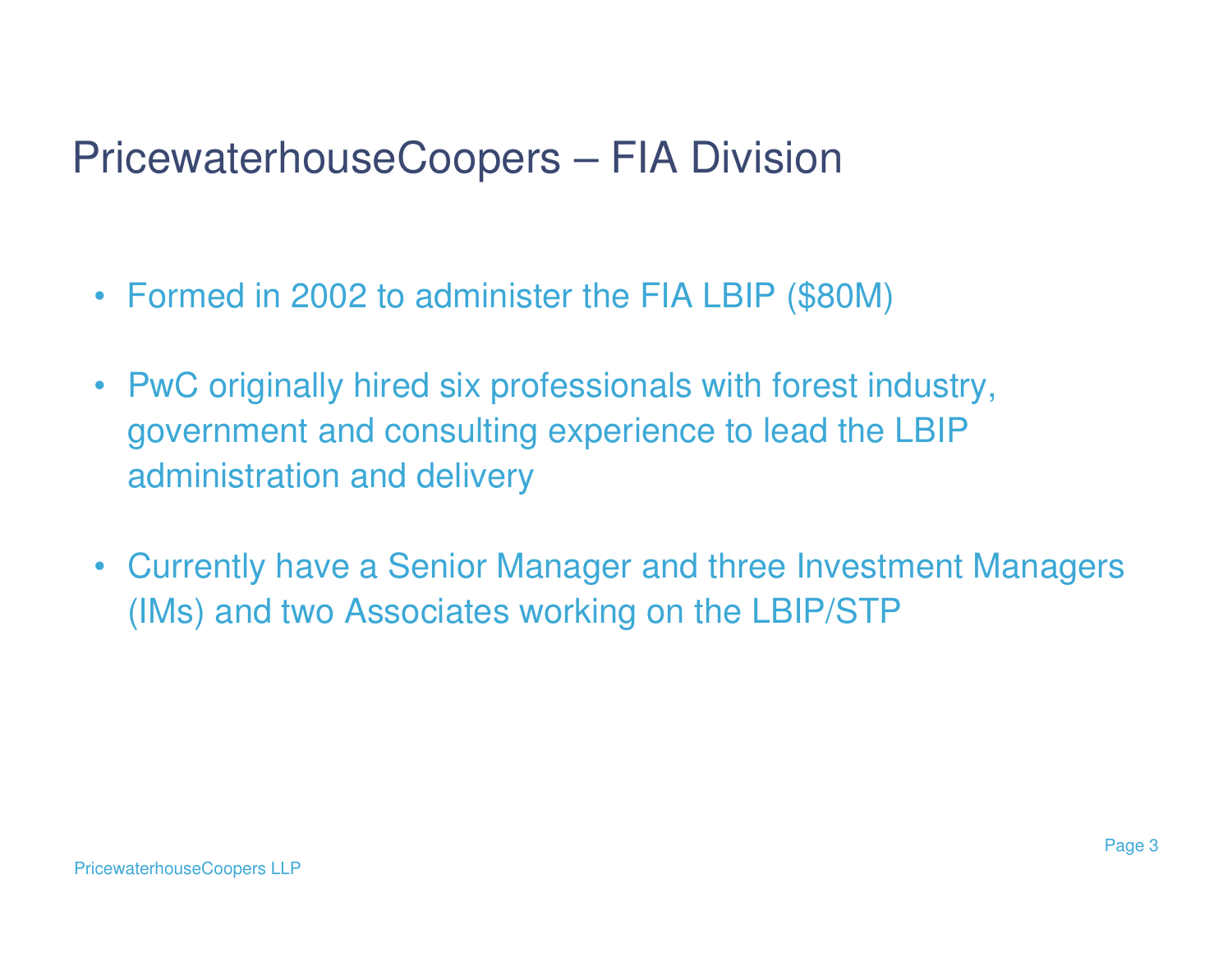# PricewaterhouseCoopers – FIA Division

- Formed in 2002 to administer the FIA LBIP ($80M)
- PwC originally hired six professionals with forest industry, government and consulting experience to lead the LBIP administration and delivery
- Currently have a Senior Manager and three Investment Managers (IMs) and two Associates working on the LBIP/STP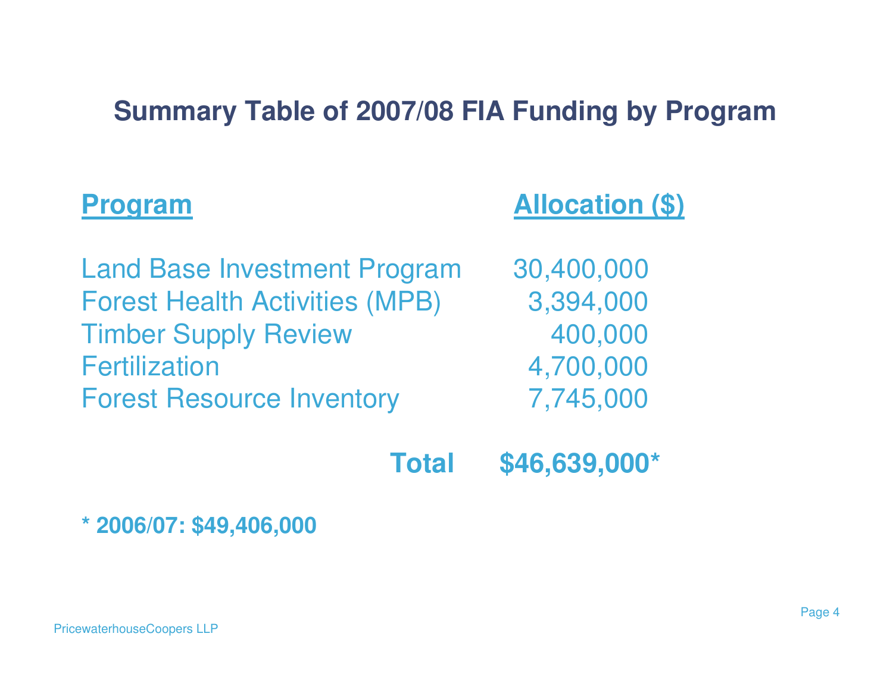## Summary Table of 2007/08 FIA Funding by Program

| Program | Allocation ($) |
|---|---|
| Land Base Investment Program | 30,400,000 |
| Forest Health Activities (MPB) | 3,394,000 |
| Timber Supply Review | 400,000 |
| Fertilization | 4,700,000 |
| Forest Resource Inventory | 7,745,000 |
| **Total** | **$46,639,000*** |

**\* 2006/07: $49,406,000**

PricewaterhouseCoopers LLP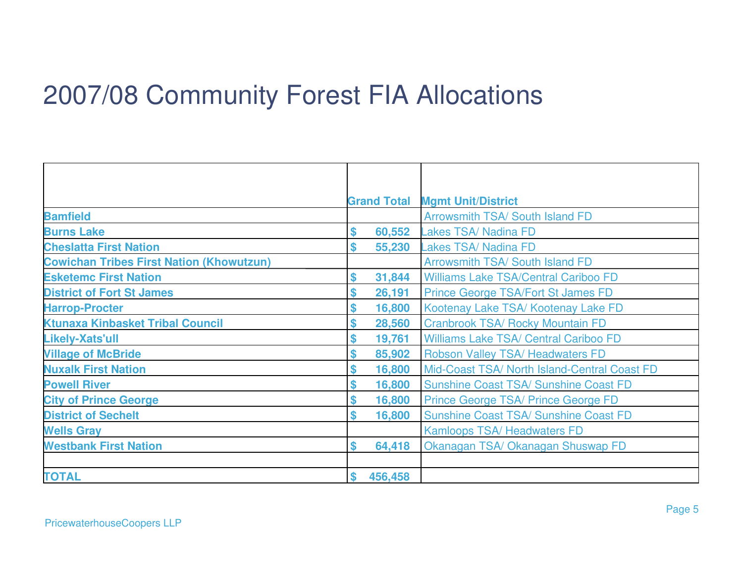# 2007/08 Community Forest FIA Allocations

| | Grand Total | Mgmt Unit/District |
|---|---|---|
| **Bamfield** | | Arrowsmith TSA/ South Island FD |
| **Burns Lake** | $ 60,552 | Lakes TSA/ Nadina FD |
| **Cheslatta First Nation** | $ 55,230 | Lakes TSA/ Nadina FD |
| **Cowichan Tribes First Nation (Khowutzun)** | | Arrowsmith TSA/ South Island FD |
| **Esketemc First Nation** | $ 31,844 | Williams Lake TSA/Central Cariboo FD |
| **District of Fort St James** | $ 26,191 | Prince George TSA/Fort St James FD |
| **Harrop-Procter** | $ 16,800 | Kootenay Lake TSA/ Kootenay Lake FD |
| **Ktunaxa Kinbasket Tribal Council** | $ 28,560 | Cranbrook TSA/ Rocky Mountain FD |
| **Likely-Xats'ull** | $ 19,761 | Williams Lake TSA/ Central Cariboo FD |
| **Village of McBride** | $ 85,902 | Robson Valley TSA/ Headwaters FD |
| **Nuxalk First Nation** | $ 16,800 | Mid-Coast TSA/ North Island-Central Coast FD |
| **Powell River** | $ 16,800 | Sunshine Coast TSA/ Sunshine Coast FD |
| **City of Prince George** | $ 16,800 | Prince George TSA/ Prince George FD |
| **District of Sechelt** | $ 16,800 | Sunshine Coast TSA/ Sunshine Coast FD |
| **Wells Gray** | | Kamloops TSA/ Headwaters FD |
| **Westbank First Nation** | $ 64,418 | Okanagan TSA/ Okanagan Shuswap FD |
| | | |
| **TOTAL** | $ 456,458 | |

PricewaterhouseCoopers LLP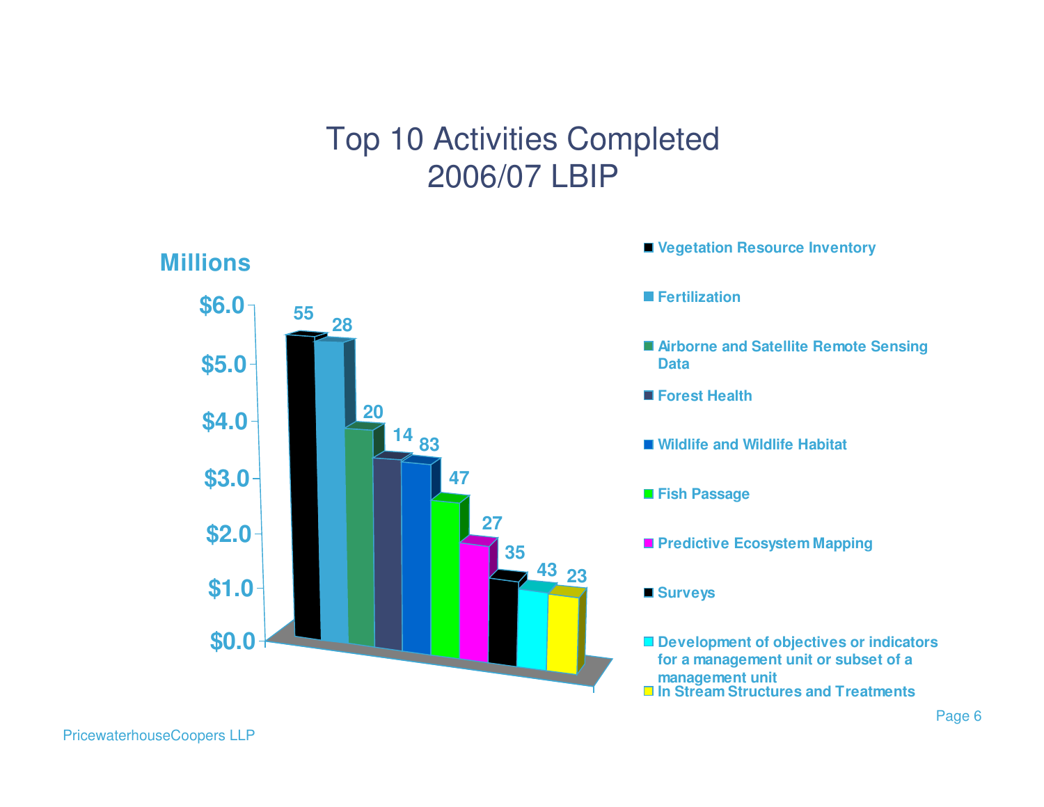# Top 10 Activities Completed
# 2006/07 LBIP

Millions

$6.0
$5.0
$4.0
$3.0
$2.0
$1.0
$0.0

55 28 20 14 83 47 27 35 43 23

- Vegetation Resource Inventory
- Fertilization
- Airborne and Satellite Remote Sensing Data
- Forest Health
- Wildlife and Wildlife Habitat
- Fish Passage
- Predictive Ecosystem Mapping
- Surveys
- Development of objectives or indicators for a management unit or subset of a management unit
- In Stream Structures and Treatments

PricewaterhouseCoopers LLP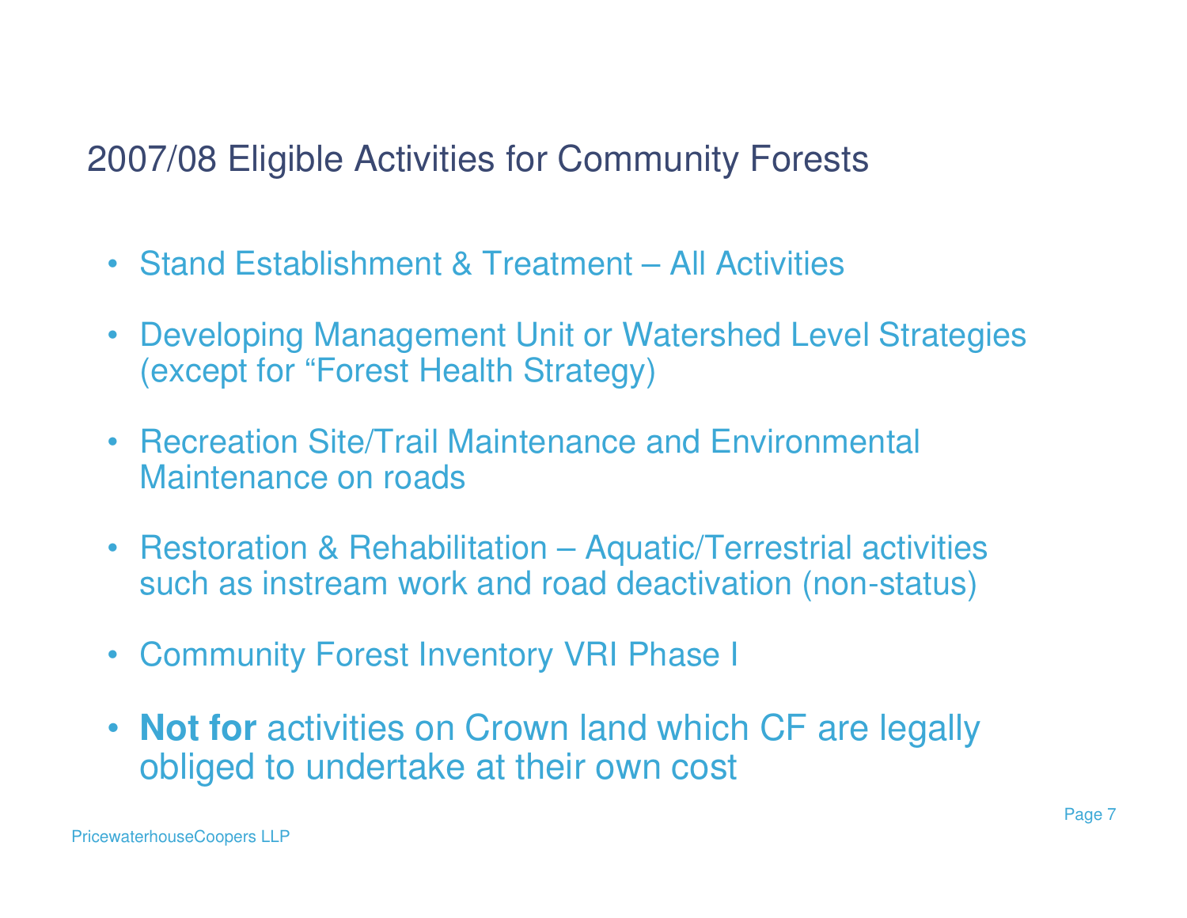# 2007/08 Eligible Activities for Community Forests

- Stand Establishment & Treatment – All Activities
- Developing Management Unit or Watershed Level Strategies (except for "Forest Health Strategy)
- Recreation Site/Trail Maintenance and Environmental Maintenance on roads
- Restoration & Rehabilitation – Aquatic/Terrestrial activities such as instream work and road deactivation (non-status)
- Community Forest Inventory VRI Phase I
- **Not for** activities on Crown land which CF are legally obliged to undertake at their own cost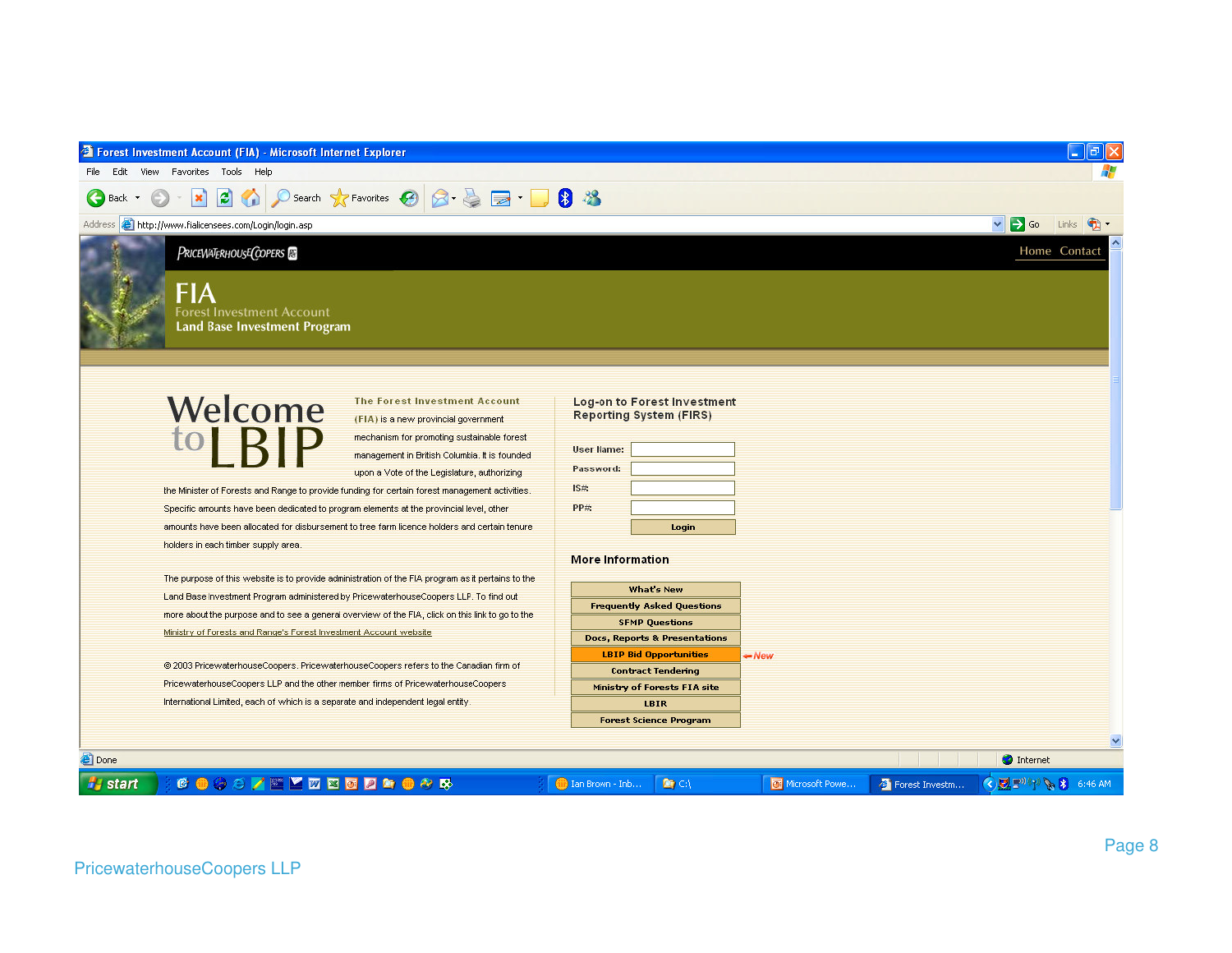Forest Investment Account (FIA) - Microsoft Internet Explorer

http://www.fialicensees.com/Login/login.asp

PRICEWATERHOUSECOOPERS

Home Contact

# FIA

Forest Investment Account

**Land Base Investment Program**

# Welcome to LBIP

**The Forest Investment Account (FIA)** is a new provincial government mechanism for promoting sustainable forest management in British Columbia. It is founded upon a Vote of the Legislature, authorizing the Minister of Forests and Range to provide funding for certain forest management activities. Specific amounts have been dedicated to program elements at the provincial level, other amounts have been allocated for disbursement to tree farm licence holders and certain tenure holders in each timber supply area.

The purpose of this website is to provide administration of the FIA program as it pertains to the Land Base Investment Program administered by PricewaterhouseCoopers LLP. To find out more about the purpose and to see a general overview of the FIA, click on this link to go to the Ministry of Forests and Range's Forest Investment Account website

© 2003 PricewaterhouseCoopers. PricewaterhouseCoopers refers to the Canadian firm of PricewaterhouseCoopers LLP and the other member firms of PricewaterhouseCoopers International Limited, each of which is a separate and independent legal entity.

## Log-on to Forest Investment Reporting System (FIRS)

User Name:

Password:

IS#:

PP#:

Login

## More Information

- What's New
- Frequently Asked Questions
- SFMP Questions
- Docs, Reports & Presentations
- LBIP Bid Opportunities ← New
- Contract Tendering
- Ministry of Forests FIA site
- LBIR
- Forest Science Program

PricewaterhouseCoopers LLP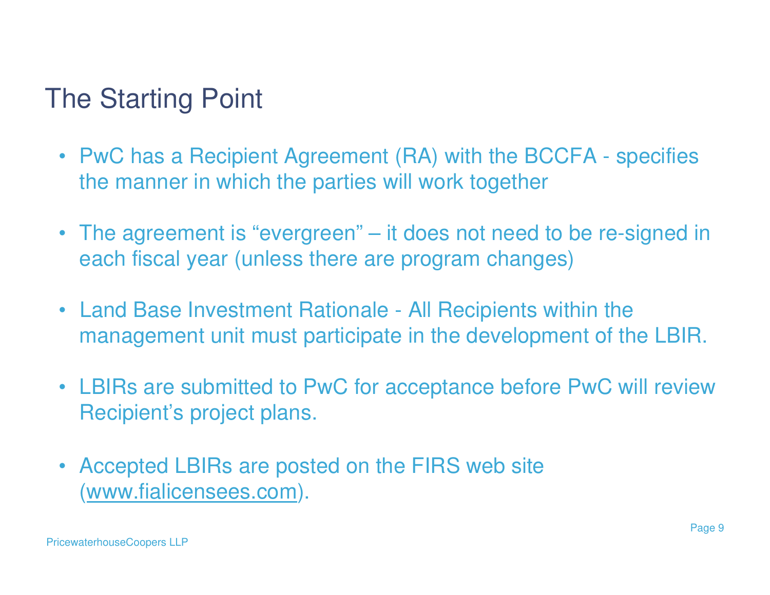# The Starting Point

- PwC has a Recipient Agreement (RA) with the BCCFA - specifies the manner in which the parties will work together
- The agreement is "evergreen" – it does not need to be re-signed in each fiscal year (unless there are program changes)
- Land Base Investment Rationale - All Recipients within the management unit must participate in the development of the LBIR.
- LBIRs are submitted to PwC for acceptance before PwC will review Recipient's project plans.
- Accepted LBIRs are posted on the FIRS web site (www.fialicensees.com).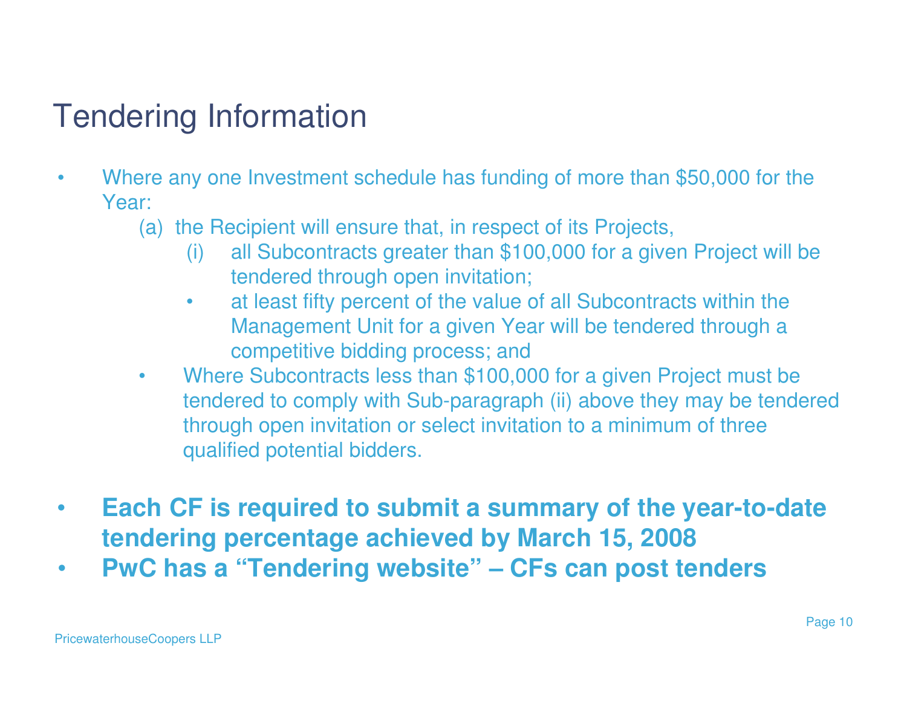# Tendering Information

- Where any one Investment schedule has funding of more than $50,000 for the Year:
  - (a) the Recipient will ensure that, in respect of its Projects,
    - (i) all Subcontracts greater than $100,000 for a given Project will be tendered through open invitation;
    - at least fifty percent of the value of all Subcontracts within the Management Unit for a given Year will be tendered through a competitive bidding process; and
  - Where Subcontracts less than $100,000 for a given Project must be tendered to comply with Sub-paragraph (ii) above they may be tendered through open invitation or select invitation to a minimum of three qualified potential bidders.

- **Each CF is required to submit a summary of the year-to-date tendering percentage achieved by March 15, 2008**
- **PwC has a "Tendering website" – CFs can post tenders**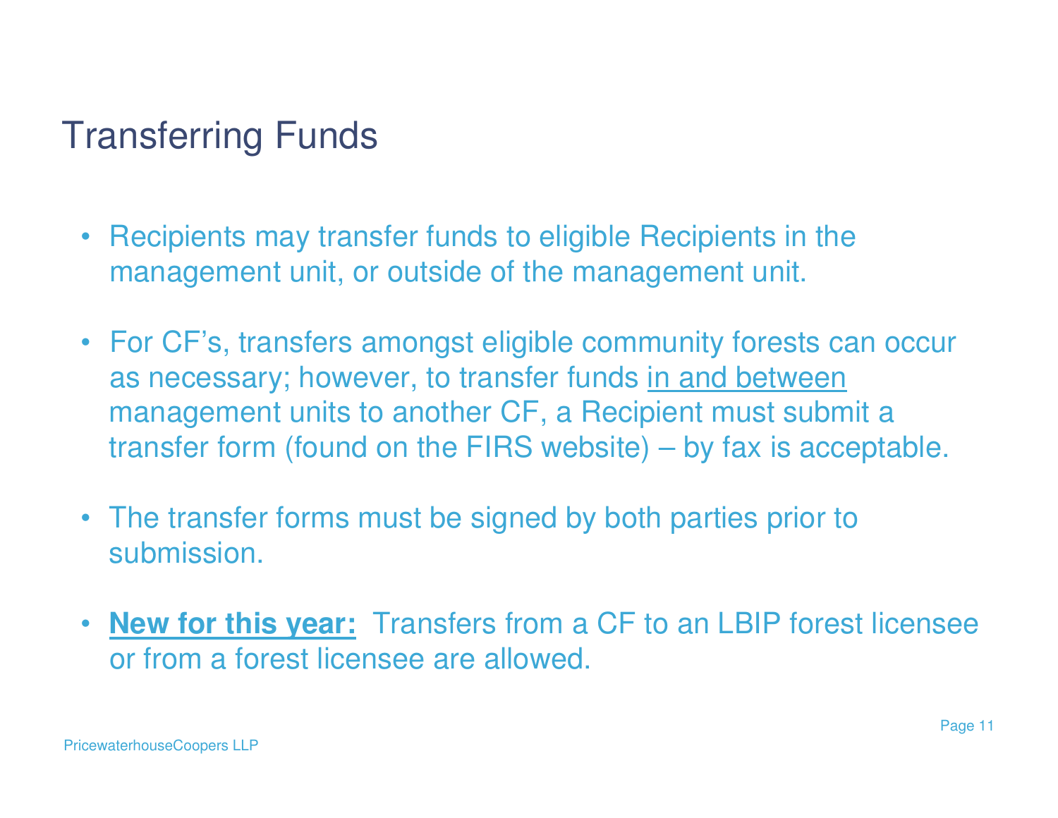# Transferring Funds

- Recipients may transfer funds to eligible Recipients in the management unit, or outside of the management unit.
- For CF's, transfers amongst eligible community forests can occur as necessary; however, to transfer funds <u>in and between</u> management units to another CF, a Recipient must submit a transfer form (found on the FIRS website) – by fax is acceptable.
- The transfer forms must be signed by both parties prior to submission.
- **<u>New for this year:</u>** Transfers from a CF to an LBIP forest licensee or from a forest licensee are allowed.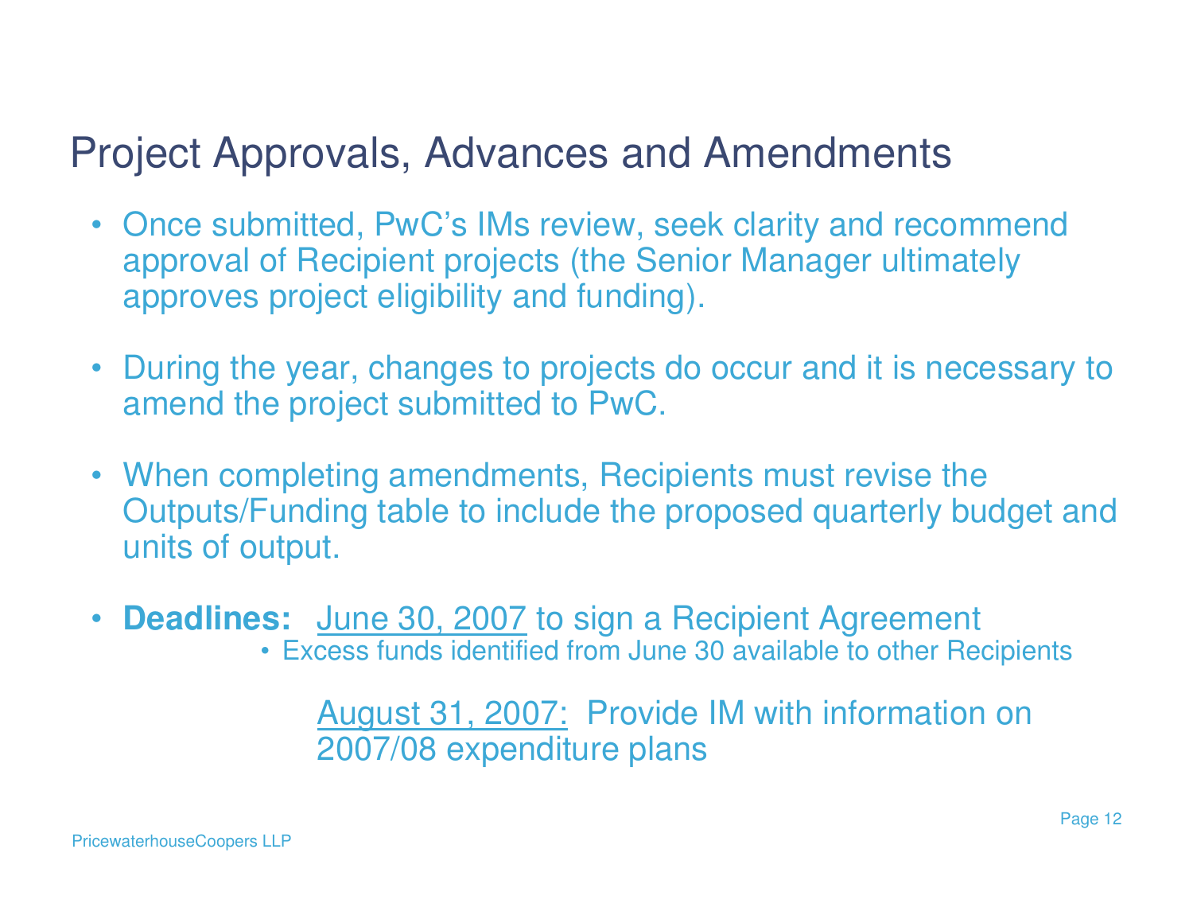# Project Approvals, Advances and Amendments

- Once submitted, PwC's IMs review, seek clarity and recommend approval of Recipient projects (the Senior Manager ultimately approves project eligibility and funding).

- During the year, changes to projects do occur and it is necessary to amend the project submitted to PwC.

- When completing amendments, Recipients must revise the Outputs/Funding table to include the proposed quarterly budget and units of output.

- **Deadlines:** June 30, 2007 to sign a Recipient Agreement
  - Excess funds identified from June 30 available to other Recipients

  August 31, 2007: Provide IM with information on 2007/08 expenditure plans

PricewaterhouseCoopers LLP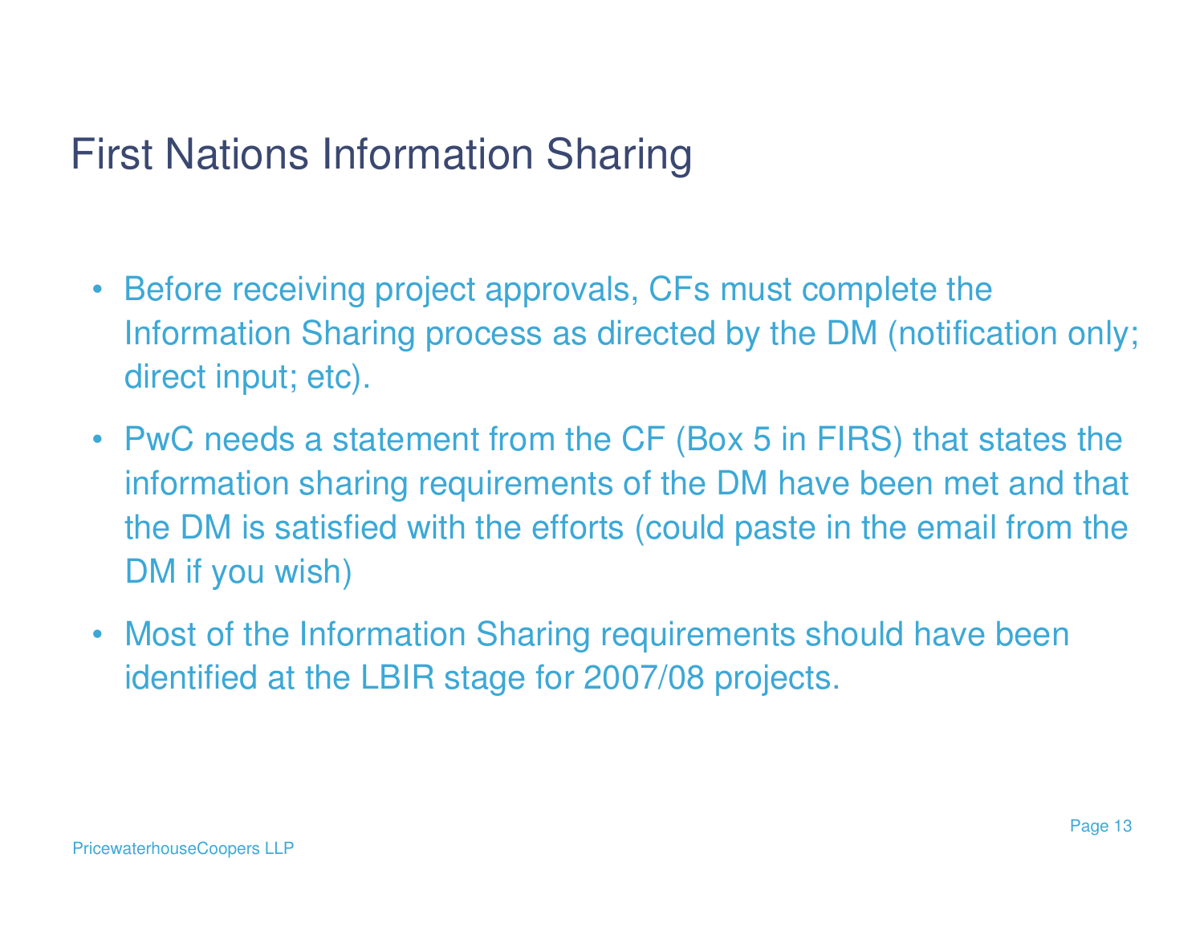# First Nations Information Sharing

- Before receiving project approvals, CFs must complete the Information Sharing process as directed by the DM (notification only; direct input; etc).
- PwC needs a statement from the CF (Box 5 in FIRS) that states the information sharing requirements of the DM have been met and that the DM is satisfied with the efforts (could paste in the email from the DM if you wish)
- Most of the Information Sharing requirements should have been identified at the LBIR stage for 2007/08 projects.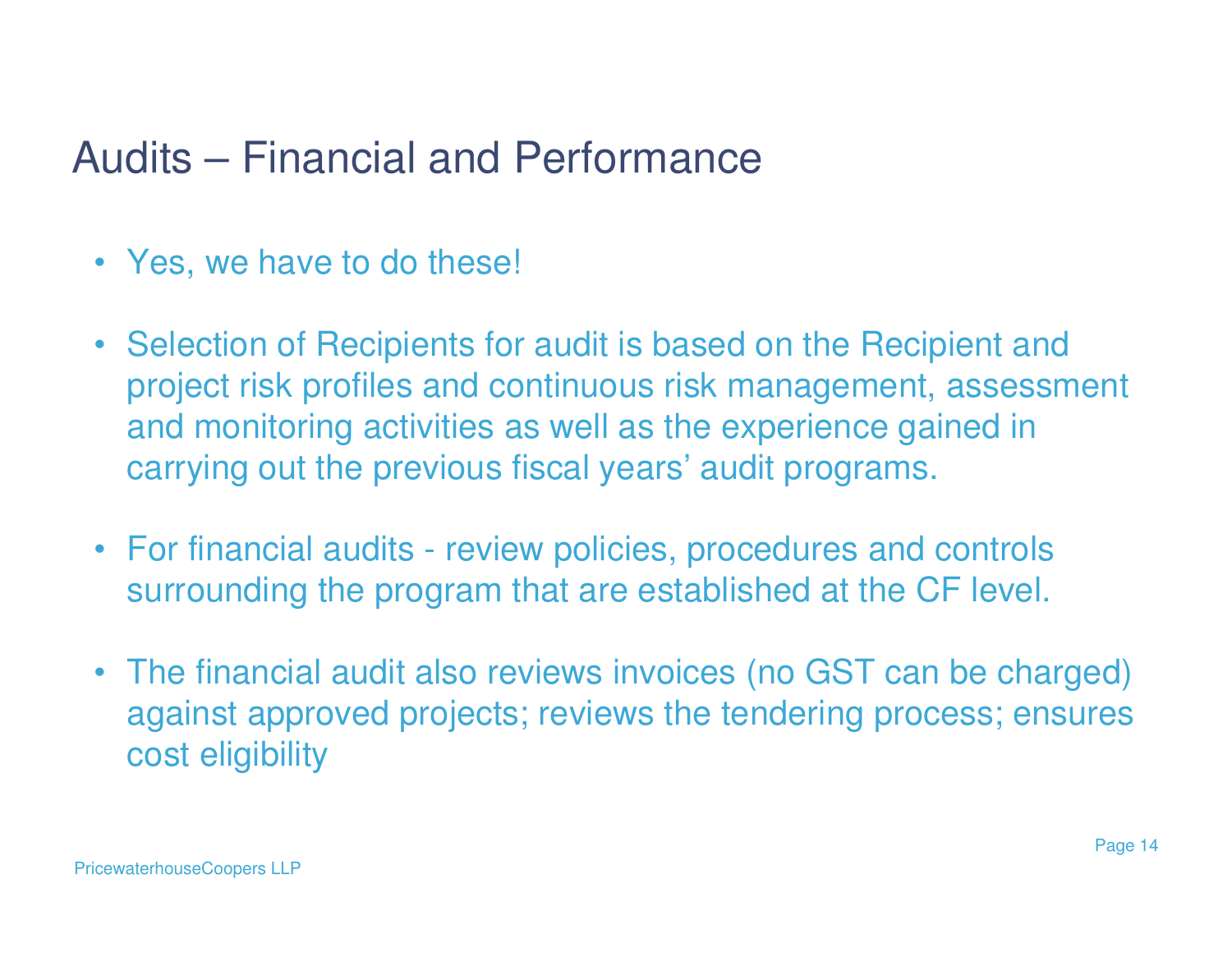# Audits – Financial and Performance

- Yes, we have to do these!
- Selection of Recipients for audit is based on the Recipient and project risk profiles and continuous risk management, assessment and monitoring activities as well as the experience gained in carrying out the previous fiscal years' audit programs.
- For financial audits - review policies, procedures and controls surrounding the program that are established at the CF level.
- The financial audit also reviews invoices (no GST can be charged) against approved projects; reviews the tendering process; ensures cost eligibility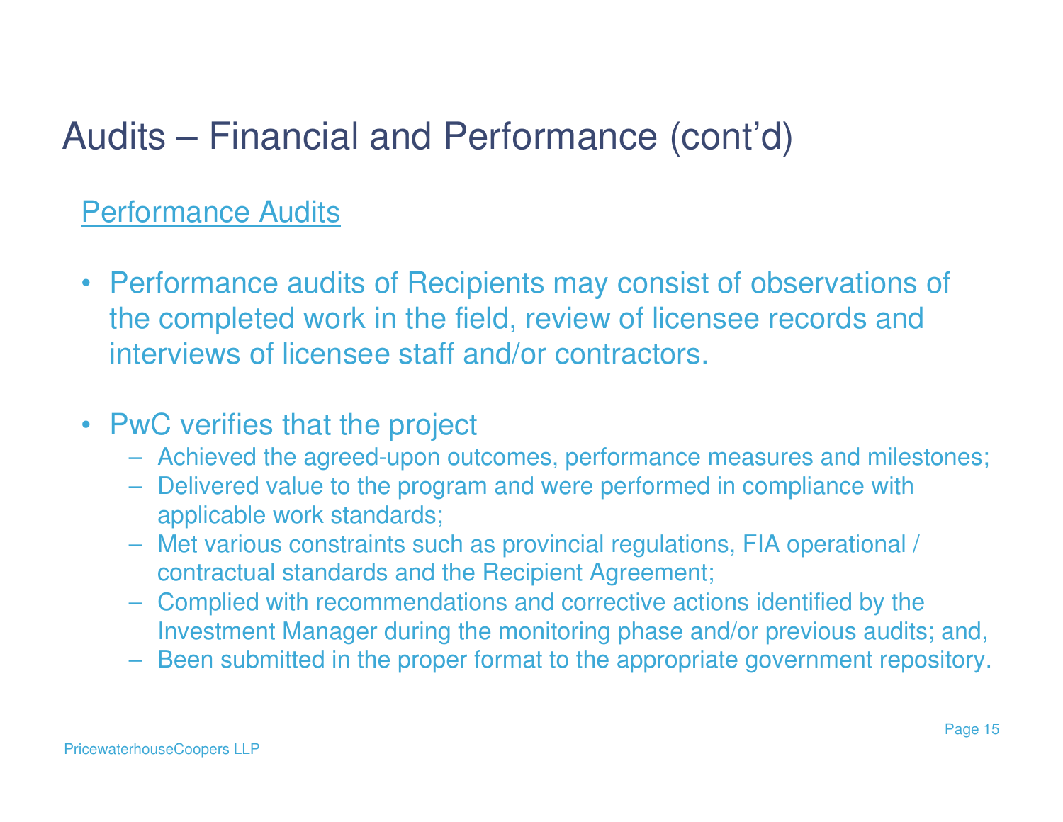# Audits – Financial and Performance (cont'd)

## Performance Audits

- Performance audits of Recipients may consist of observations of the completed work in the field, review of licensee records and interviews of licensee staff and/or contractors.

- PwC verifies that the project
  - Achieved the agreed-upon outcomes, performance measures and milestones;
  - Delivered value to the program and were performed in compliance with applicable work standards;
  - Met various constraints such as provincial regulations, FIA operational / contractual standards and the Recipient Agreement;
  - Complied with recommendations and corrective actions identified by the Investment Manager during the monitoring phase and/or previous audits; and,
  - Been submitted in the proper format to the appropriate government repository.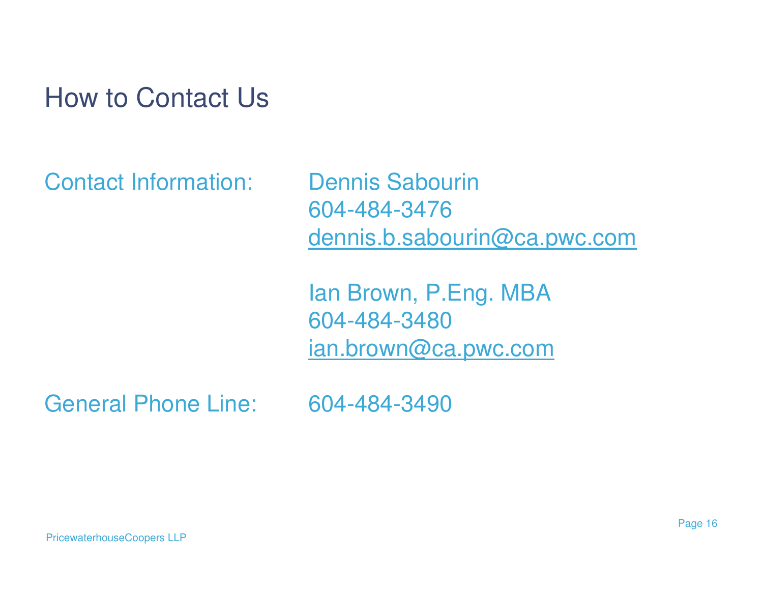# How to Contact Us

Contact Information: Dennis Sabourin
604-484-3476
dennis.b.sabourin@ca.pwc.com

Ian Brown, P.Eng. MBA
604-484-3480
ian.brown@ca.pwc.com

General Phone Line: 604-484-3490